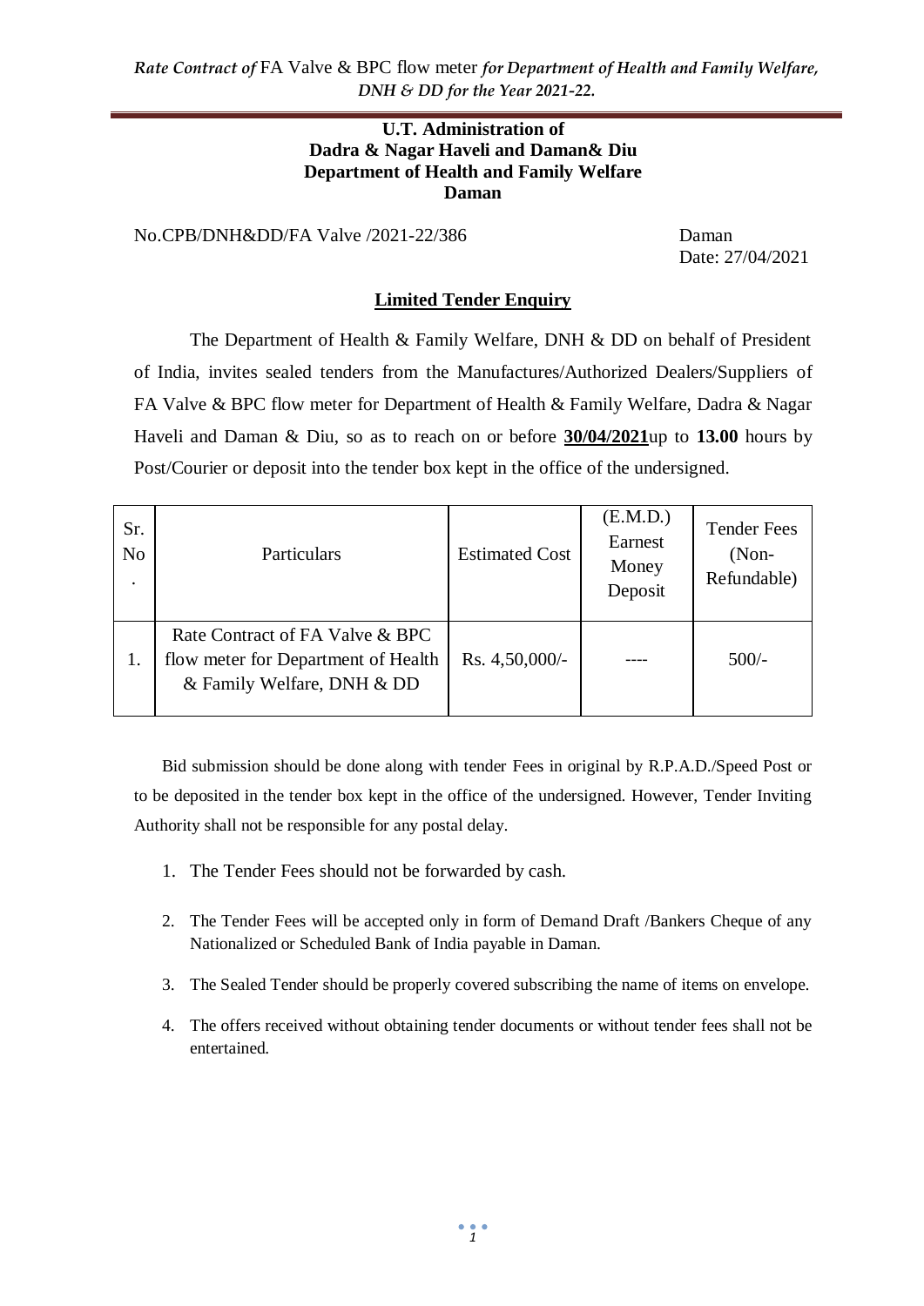**U.T. Administration of**
**Dadra & Nagar Haveli and Daman& Diu**
**Department of Health and Family Welfare**
**Daman**

No.CPB/DNH&DD/FA Valve /2021-22/386 Daman

Date: 27/04/2021

## Limited Tender Enquiry

The Department of Health & Family Welfare, DNH & DD on behalf of President of India, invites sealed tenders from the Manufactures/Authorized Dealers/Suppliers of FA Valve & BPC flow meter for Department of Health & Family Welfare, Dadra & Nagar Haveli and Daman & Diu, so as to reach on or before **30/04/2021**up to **13.00** hours by Post/Courier or deposit into the tender box kept in the office of the undersigned.

| Sr. No. | Particulars | Estimated Cost | (E.M.D.) Earnest Money Deposit | Tender Fees (Non-Refundable) |
|---|---|---|---|---|
| 1. | Rate Contract of FA Valve & BPC flow meter for Department of Health & Family Welfare, DNH & DD | Rs. 4,50,000/- | ---- | 500/- |

Bid submission should be done along with tender Fees in original by R.P.A.D./Speed Post or to be deposited in the tender box kept in the office of the undersigned. However, Tender Inviting Authority shall not be responsible for any postal delay.

1. The Tender Fees should not be forwarded by cash.
2. The Tender Fees will be accepted only in form of Demand Draft /Bankers Cheque of any Nationalized or Scheduled Bank of India payable in Daman.
3. The Sealed Tender should be properly covered subscribing the name of items on envelope.
4. The offers received without obtaining tender documents or without tender fees shall not be entertained.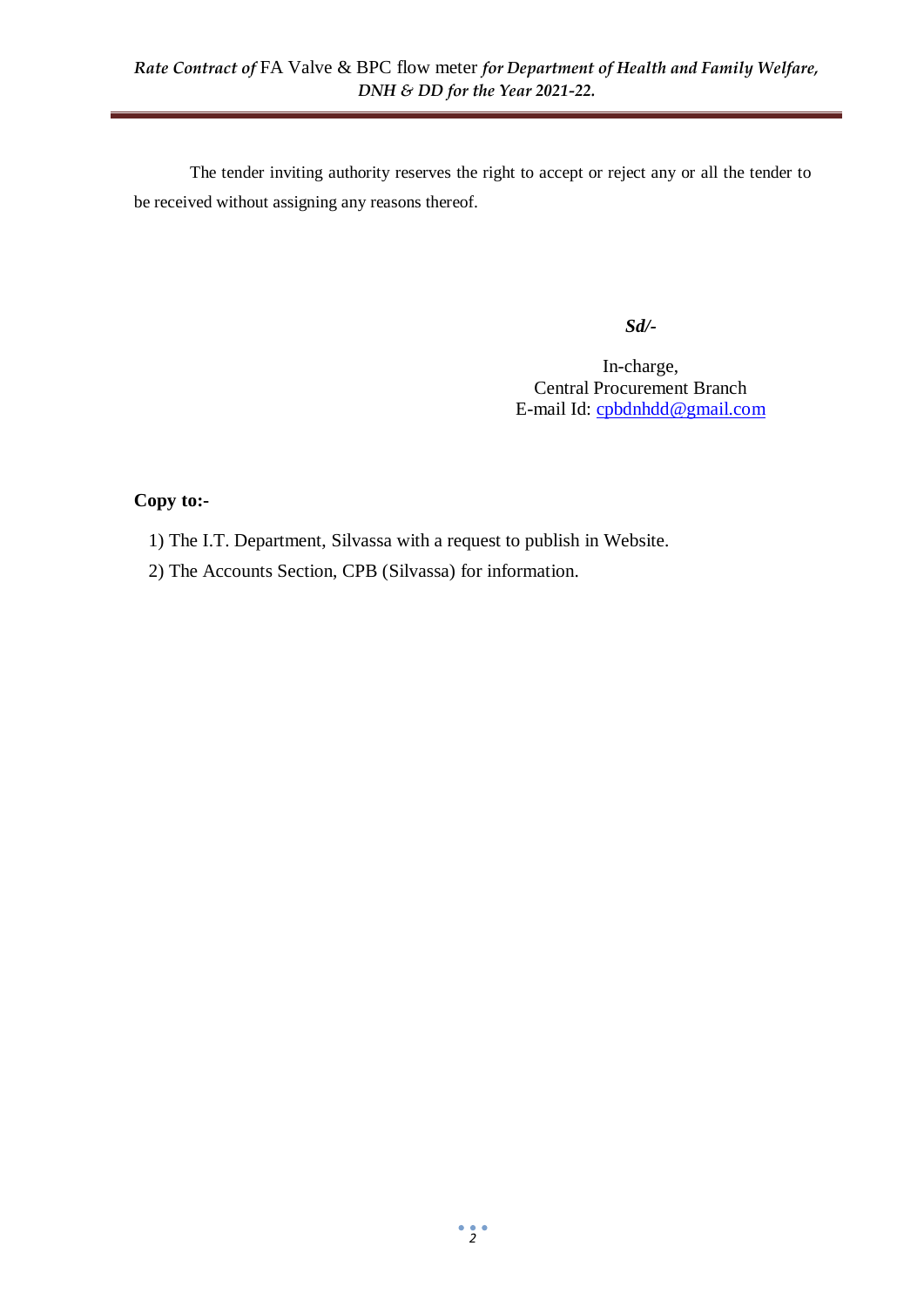The tender inviting authority reserves the right to accept or reject any or all the tender to be received without assigning any reasons thereof.

***Sd/-***

In-charge,
Central Procurement Branch
E-mail Id: cpbdnhdd@gmail.com

**Copy to:-**

1) The I.T. Department, Silvassa with a request to publish in Website.
2) The Accounts Section, CPB (Silvassa) for information.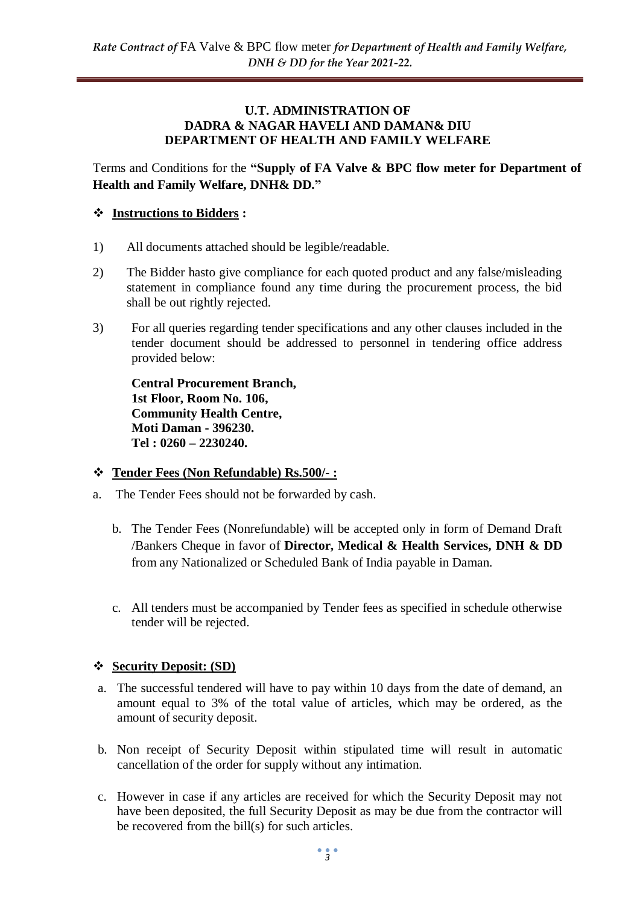**U.T. ADMINISTRATION OF**
**DADRA & NAGAR HAVELI AND DAMAN& DIU**
**DEPARTMENT OF HEALTH AND FAMILY WELFARE**

Terms and Conditions for the **"Supply of FA Valve & BPC flow meter for Department of Health and Family Welfare, DNH& DD."**

❖ **Instructions to Bidders :**

1) All documents attached should be legible/readable.

2) The Bidder hasto give compliance for each quoted product and any false/misleading statement in compliance found any time during the procurement process, the bid shall be out rightly rejected.

3) For all queries regarding tender specifications and any other clauses included in the tender document should be addressed to personnel in tendering office address provided below:

 **Central Procurement Branch,**
 **1st Floor, Room No. 106,**
 **Community Health Centre,**
 **Moti Daman - 396230.**
 **Tel : 0260 – 2230240.**

❖ **Tender Fees (Non Refundable) Rs.500/- :**

a. The Tender Fees should not be forwarded by cash.

b. The Tender Fees (Nonrefundable) will be accepted only in form of Demand Draft /Bankers Cheque in favor of **Director, Medical & Health Services, DNH & DD** from any Nationalized or Scheduled Bank of India payable in Daman.

c. All tenders must be accompanied by Tender fees as specified in schedule otherwise tender will be rejected.

❖ **Security Deposit: (SD)**

a. The successful tendered will have to pay within 10 days from the date of demand, an amount equal to 3% of the total value of articles, which may be ordered, as the amount of security deposit.

b. Non receipt of Security Deposit within stipulated time will result in automatic cancellation of the order for supply without any intimation.

c. However in case if any articles are received for which the Security Deposit may not have been deposited, the full Security Deposit as may be due from the contractor will be recovered from the bill(s) for such articles.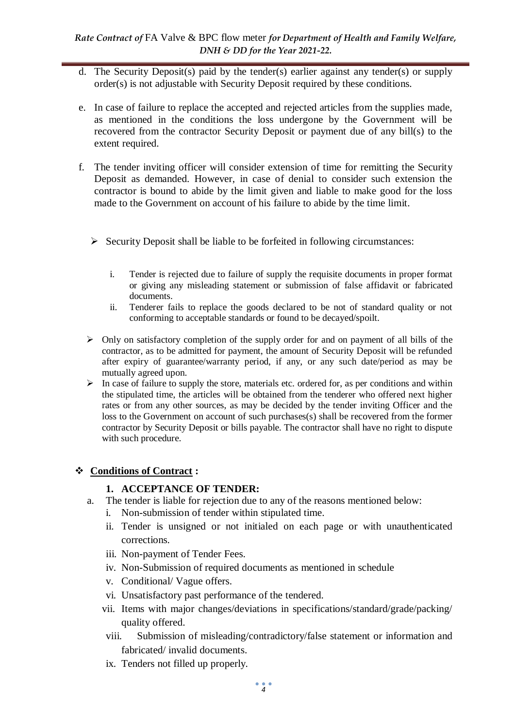d. The Security Deposit(s) paid by the tender(s) earlier against any tender(s) or supply order(s) is not adjustable with Security Deposit required by these conditions.

e. In case of failure to replace the accepted and rejected articles from the supplies made, as mentioned in the conditions the loss undergone by the Government will be recovered from the contractor Security Deposit or payment due of any bill(s) to the extent required.

f. The tender inviting officer will consider extension of time for remitting the Security Deposit as demanded. However, in case of denial to consider such extension the contractor is bound to abide by the limit given and liable to make good for the loss made to the Government on account of his failure to abide by the time limit.

- Security Deposit shall be liable to be forfeited in following circumstances:

  i. Tender is rejected due to failure of supply the requisite documents in proper format or giving any misleading statement or submission of false affidavit or fabricated documents.
  ii. Tenderer fails to replace the goods declared to be not of standard quality or not conforming to acceptable standards or found to be decayed/spoilt.

- Only on satisfactory completion of the supply order for and on payment of all bills of the contractor, as to be admitted for payment, the amount of Security Deposit will be refunded after expiry of guarantee/warranty period, if any, or any such date/period as may be mutually agreed upon.
- In case of failure to supply the store, materials etc. ordered for, as per conditions and within the stipulated time, the articles will be obtained from the tenderer who offered next higher rates or from any other sources, as may be decided by the tender inviting Officer and the loss to the Government on account of such purchases(s) shall be recovered from the former contractor by Security Deposit or bills payable. The contractor shall have no right to dispute with such procedure.

## ❖ <u>Conditions of Contract</u> :

### 1. ACCEPTANCE OF TENDER:

a. The tender is liable for rejection due to any of the reasons mentioned below:
   i. Non-submission of tender within stipulated time.
   ii. Tender is unsigned or not initialed on each page or with unauthenticated corrections.
   iii. Non-payment of Tender Fees.
   iv. Non-Submission of required documents as mentioned in schedule
   v. Conditional/ Vague offers.
   vi. Unsatisfactory past performance of the tendered.
   vii. Items with major changes/deviations in specifications/standard/grade/packing/ quality offered.
   viii. Submission of misleading/contradictory/false statement or information and fabricated/ invalid documents.
   ix. Tenders not filled up properly.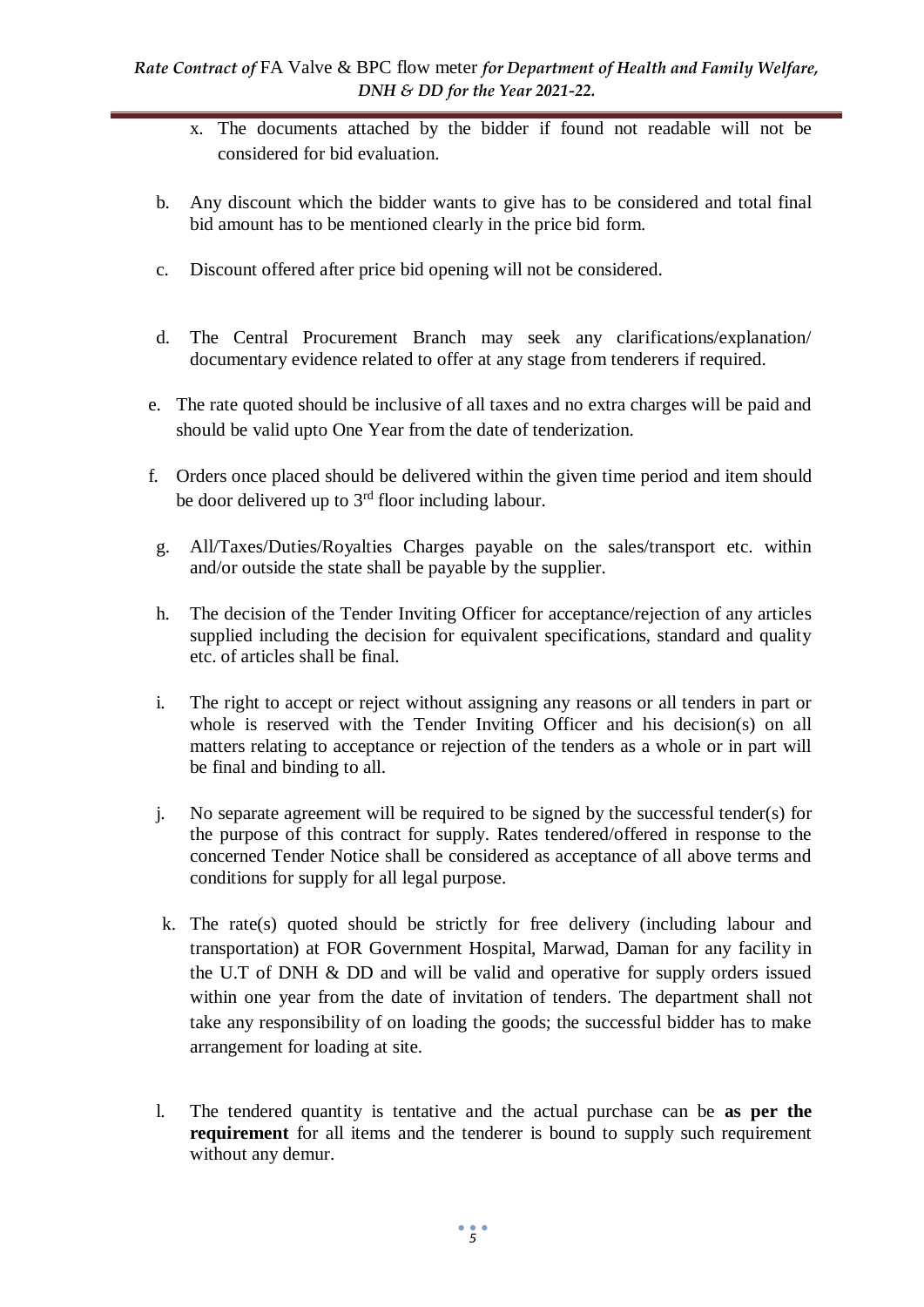x. The documents attached by the bidder if found not readable will not be considered for bid evaluation.

b. Any discount which the bidder wants to give has to be considered and total final bid amount has to be mentioned clearly in the price bid form.

c. Discount offered after price bid opening will not be considered.

d. The Central Procurement Branch may seek any clarifications/explanation/ documentary evidence related to offer at any stage from tenderers if required.

e. The rate quoted should be inclusive of all taxes and no extra charges will be paid and should be valid upto One Year from the date of tenderization.

f. Orders once placed should be delivered within the given time period and item should be door delivered up to 3rd floor including labour.

g. All/Taxes/Duties/Royalties Charges payable on the sales/transport etc. within and/or outside the state shall be payable by the supplier.

h. The decision of the Tender Inviting Officer for acceptance/rejection of any articles supplied including the decision for equivalent specifications, standard and quality etc. of articles shall be final.

i. The right to accept or reject without assigning any reasons or all tenders in part or whole is reserved with the Tender Inviting Officer and his decision(s) on all matters relating to acceptance or rejection of the tenders as a whole or in part will be final and binding to all.

j. No separate agreement will be required to be signed by the successful tender(s) for the purpose of this contract for supply. Rates tendered/offered in response to the concerned Tender Notice shall be considered as acceptance of all above terms and conditions for supply for all legal purpose.

k. The rate(s) quoted should be strictly for free delivery (including labour and transportation) at FOR Government Hospital, Marwad, Daman for any facility in the U.T of DNH & DD and will be valid and operative for supply orders issued within one year from the date of invitation of tenders. The department shall not take any responsibility of on loading the goods; the successful bidder has to make arrangement for loading at site.

l. The tendered quantity is tentative and the actual purchase can be **as per the requirement** for all items and the tenderer is bound to supply such requirement without any demur.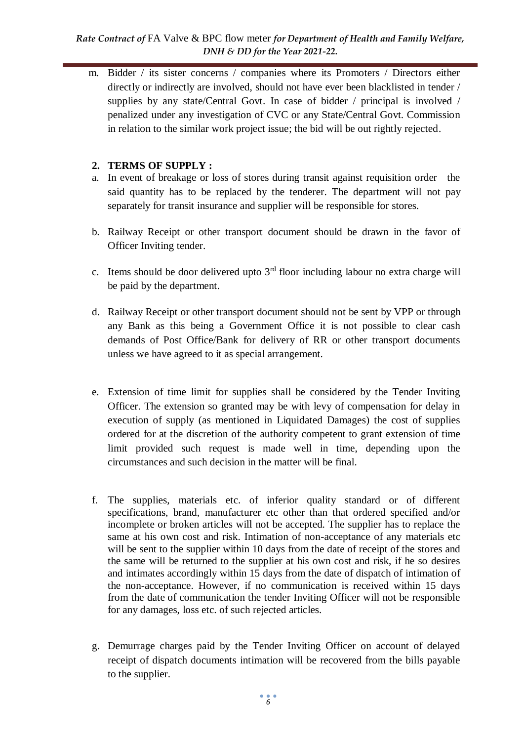m. Bidder / its sister concerns / companies where its Promoters / Directors either directly or indirectly are involved, should not have ever been blacklisted in tender / supplies by any state/Central Govt. In case of bidder / principal is involved / penalized under any investigation of CVC or any State/Central Govt. Commission in relation to the similar work project issue; the bid will be out rightly rejected.

## 2. TERMS OF SUPPLY :

a. In event of breakage or loss of stores during transit against requisition order the said quantity has to be replaced by the tenderer. The department will not pay separately for transit insurance and supplier will be responsible for stores.

b. Railway Receipt or other transport document should be drawn in the favor of Officer Inviting tender.

c. Items should be door delivered upto 3rd floor including labour no extra charge will be paid by the department.

d. Railway Receipt or other transport document should not be sent by VPP or through any Bank as this being a Government Office it is not possible to clear cash demands of Post Office/Bank for delivery of RR or other transport documents unless we have agreed to it as special arrangement.

e. Extension of time limit for supplies shall be considered by the Tender Inviting Officer. The extension so granted may be with levy of compensation for delay in execution of supply (as mentioned in Liquidated Damages) the cost of supplies ordered for at the discretion of the authority competent to grant extension of time limit provided such request is made well in time, depending upon the circumstances and such decision in the matter will be final.

f. The supplies, materials etc. of inferior quality standard or of different specifications, brand, manufacturer etc other than that ordered specified and/or incomplete or broken articles will not be accepted. The supplier has to replace the same at his own cost and risk. Intimation of non-acceptance of any materials etc will be sent to the supplier within 10 days from the date of receipt of the stores and the same will be returned to the supplier at his own cost and risk, if he so desires and intimates accordingly within 15 days from the date of dispatch of intimation of the non-acceptance. However, if no communication is received within 15 days from the date of communication the tender Inviting Officer will not be responsible for any damages, loss etc. of such rejected articles.

g. Demurrage charges paid by the Tender Inviting Officer on account of delayed receipt of dispatch documents intimation will be recovered from the bills payable to the supplier.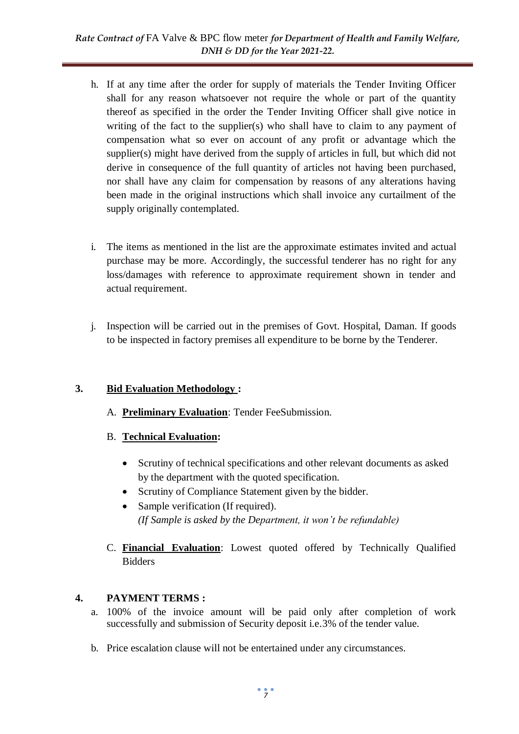h. If at any time after the order for supply of materials the Tender Inviting Officer shall for any reason whatsoever not require the whole or part of the quantity thereof as specified in the order the Tender Inviting Officer shall give notice in writing of the fact to the supplier(s) who shall have to claim to any payment of compensation what so ever on account of any profit or advantage which the supplier(s) might have derived from the supply of articles in full, but which did not derive in consequence of the full quantity of articles not having been purchased, nor shall have any claim for compensation by reasons of any alterations having been made in the original instructions which shall invoice any curtailment of the supply originally contemplated.

i. The items as mentioned in the list are the approximate estimates invited and actual purchase may be more. Accordingly, the successful tenderer has no right for any loss/damages with reference to approximate requirement shown in tender and actual requirement.

j. Inspection will be carried out in the premises of Govt. Hospital, Daman. If goods to be inspected in factory premises all expenditure to be borne by the Tenderer.

## 3. Bid Evaluation Methodology :

A. **Preliminary Evaluation**: Tender FeeSubmission.

B. **Technical Evaluation:**

- Scrutiny of technical specifications and other relevant documents as asked by the department with the quoted specification.
- Scrutiny of Compliance Statement given by the bidder.
- Sample verification (If required).
  *(If Sample is asked by the Department, it won't be refundable)*

C. **Financial Evaluation**: Lowest quoted offered by Technically Qualified Bidders

## 4. PAYMENT TERMS :

a. 100% of the invoice amount will be paid only after completion of work successfully and submission of Security deposit i.e.3% of the tender value.

b. Price escalation clause will not be entertained under any circumstances.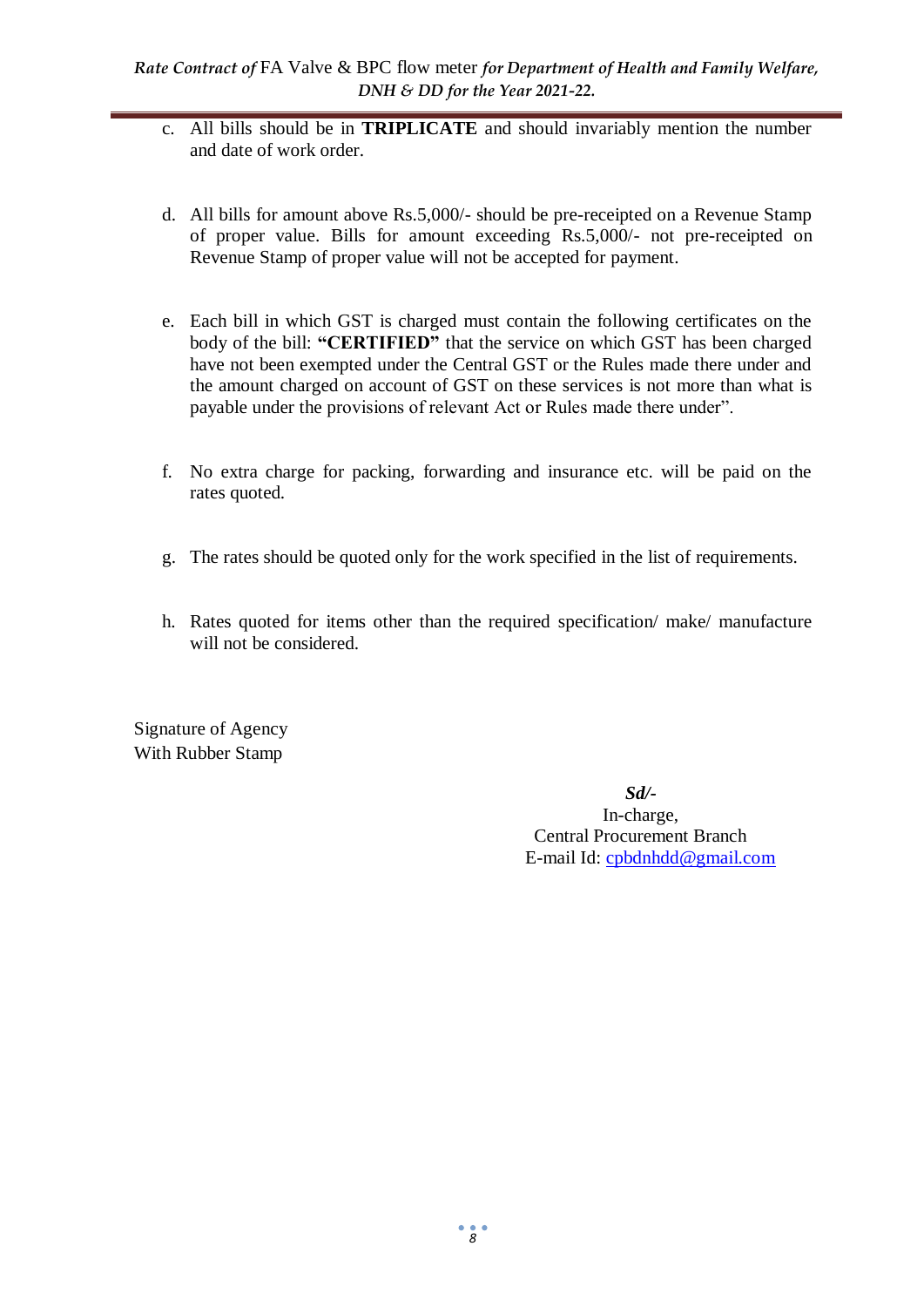c. All bills should be in **TRIPLICATE** and should invariably mention the number and date of work order.

d. All bills for amount above Rs.5,000/- should be pre-receipted on a Revenue Stamp of proper value. Bills for amount exceeding Rs.5,000/- not pre-receipted on Revenue Stamp of proper value will not be accepted for payment.

e. Each bill in which GST is charged must contain the following certificates on the body of the bill: **"CERTIFIED"** that the service on which GST has been charged have not been exempted under the Central GST or the Rules made there under and the amount charged on account of GST on these services is not more than what is payable under the provisions of relevant Act or Rules made there under".

f. No extra charge for packing, forwarding and insurance etc. will be paid on the rates quoted.

g. The rates should be quoted only for the work specified in the list of requirements.

h. Rates quoted for items other than the required specification/ make/ manufacture will not be considered.

Signature of Agency
With Rubber Stamp

***Sd/-***
In-charge,
Central Procurement Branch
E-mail Id: cpbdnhdd@gmail.com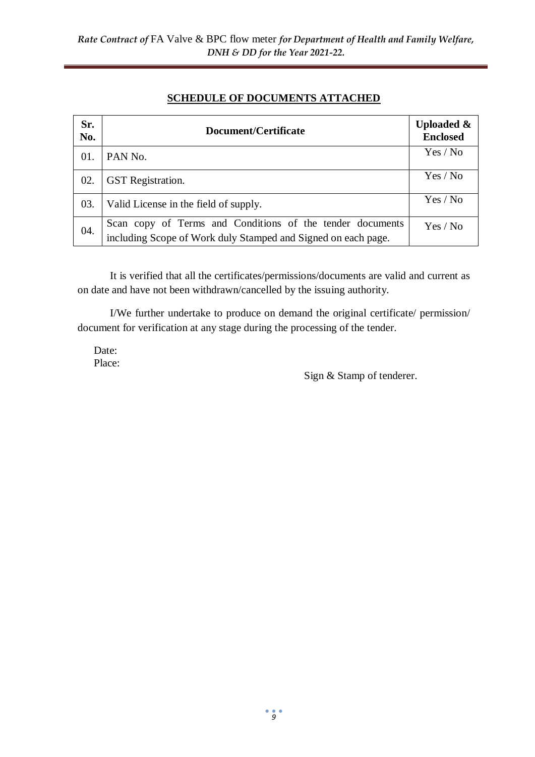## SCHEDULE OF DOCUMENTS ATTACHED

| Sr. No. | Document/Certificate | Uploaded & Enclosed |
|---|---|---|
| 01. | PAN No. | Yes / No |
| 02. | GST Registration. | Yes / No |
| 03. | Valid License in the field of supply. | Yes / No |
| 04. | Scan copy of Terms and Conditions of the tender documents including Scope of Work duly Stamped and Signed on each page. | Yes / No |

It is verified that all the certificates/permissions/documents are valid and current as on date and have not been withdrawn/cancelled by the issuing authority.

I/We further undertake to produce on demand the original certificate/ permission/ document for verification at any stage during the processing of the tender.

Date:
Place:

Sign & Stamp of tenderer.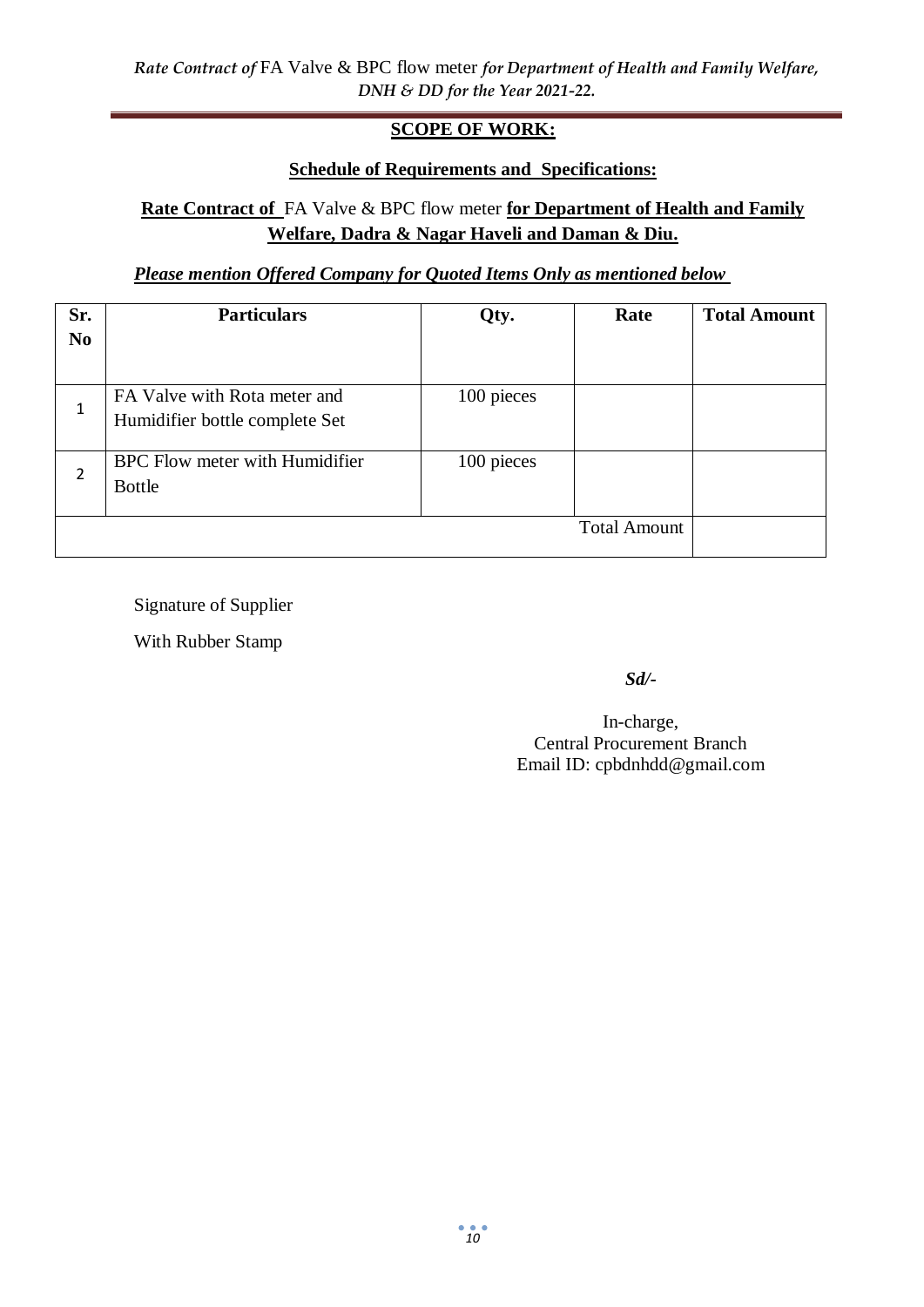## SCOPE OF WORK:

### Schedule of Requirements and Specifications:

**Rate Contract of** FA Valve & BPC flow meter **for Department of Health and Family Welfare, Dadra & Nagar Haveli and Daman & Diu.**

***Please mention Offered Company for Quoted Items Only as mentioned below***

| Sr. No | Particulars | Qty. | Rate | Total Amount |
|---|---|---|---|---|
| 1 | FA Valve with Rota meter and Humidifier bottle complete Set | 100 pieces | | |
| 2 | BPC Flow meter with Humidifier Bottle | 100 pieces | | |
| | | | Total Amount | |

Signature of Supplier

With Rubber Stamp

***Sd/-***

In-charge,
Central Procurement Branch
Email ID: cpbdnhdd@gmail.com